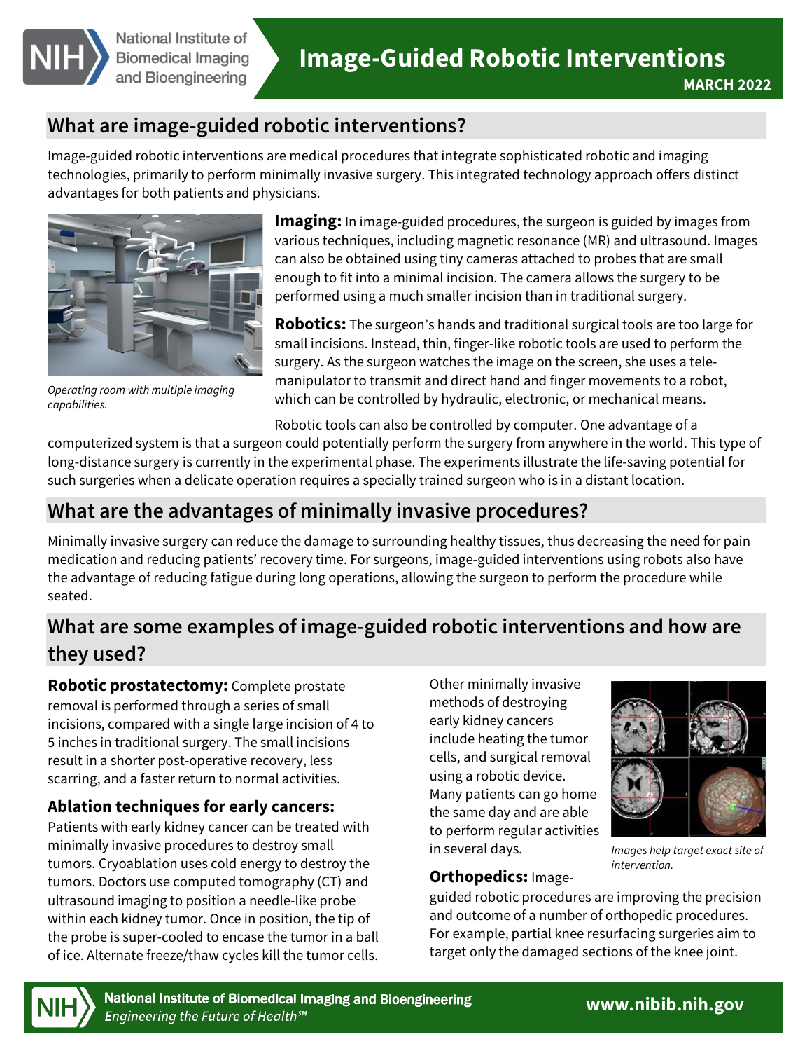# Image-Guided Robotic Interventions

**MARCH 2022**

## What are image-guided robotic interventions?

Image-guided robotic interventions are medical procedures that integrate sophisticated robotic and imaging technologies, primarily to perform minimally invasive surgery. This integrated technology approach offers distinct advantages for both patients and physicians.

*Operating room with multiple imaging capabilities.*

**Imaging:** In image-guided procedures, the surgeon is guided by images from various techniques, including magnetic resonance (MR) and ultrasound. Images can also be obtained using tiny cameras attached to probes that are small enough to fit into a minimal incision. The camera allows the surgery to be performed using a much smaller incision than in traditional surgery.

**Robotics:** The surgeon's hands and traditional surgical tools are too large for small incisions. Instead, thin, finger-like robotic tools are used to perform the surgery. As the surgeon watches the image on the screen, she uses a tele-manipulator to transmit and direct hand and finger movements to a robot, which can be controlled by hydraulic, electronic, or mechanical means.

Robotic tools can also be controlled by computer. One advantage of a computerized system is that a surgeon could potentially perform the surgery from anywhere in the world. This type of long-distance surgery is currently in the experimental phase. The experiments illustrate the life-saving potential for such surgeries when a delicate operation requires a specially trained surgeon who is in a distant location.

## What are the advantages of minimally invasive procedures?

Minimally invasive surgery can reduce the damage to surrounding healthy tissues, thus decreasing the need for pain medication and reducing patients' recovery time. For surgeons, image-guided interventions using robots also have the advantage of reducing fatigue during long operations, allowing the surgeon to perform the procedure while seated.

## What are some examples of image-guided robotic interventions and how are they used?

**Robotic prostatectomy:** Complete prostate removal is performed through a series of small incisions, compared with a single large incision of 4 to 5 inches in traditional surgery. The small incisions result in a shorter post-operative recovery, less scarring, and a faster return to normal activities.

### Ablation techniques for early cancers:

Patients with early kidney cancer can be treated with minimally invasive procedures to destroy small tumors. Cryoablation uses cold energy to destroy the tumors. Doctors use computed tomography (CT) and ultrasound imaging to position a needle-like probe within each kidney tumor. Once in position, the tip of the probe is super-cooled to encase the tumor in a ball of ice. Alternate freeze/thaw cycles kill the tumor cells.

Other minimally invasive methods of destroying early kidney cancers include heating the tumor cells, and surgical removal using a robotic device. Many patients can go home the same day and are able to perform regular activities in several days.

*Images help target exact site of intervention.*

**Orthopedics:** Image-guided robotic procedures are improving the precision and outcome of a number of orthopedic procedures. For example, partial knee resurfacing surgeries aim to target only the damaged sections of the knee joint.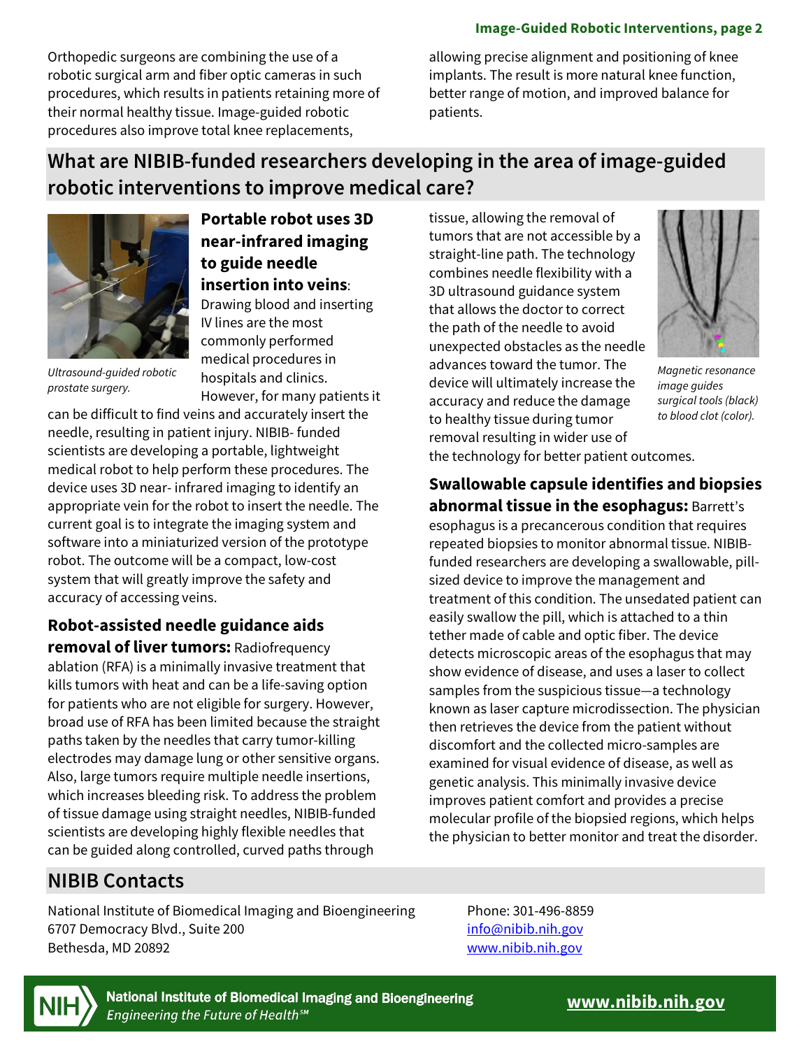Orthopedic surgeons are combining the use of a robotic surgical arm and fiber optic cameras in such procedures, which results in patients retaining more of their normal healthy tissue. Image-guided robotic procedures also improve total knee replacements, allowing precise alignment and positioning of knee implants. The result is more natural knee function, better range of motion, and improved balance for patients.

## What are NIBIB-funded researchers developing in the area of image-guided robotic interventions to improve medical care?

*Ultrasound-guided robotic prostate surgery.*

**Portable robot uses 3D near-infrared imaging to guide needle insertion into veins**: Drawing blood and inserting IV lines are the most commonly performed medical procedures in hospitals and clinics. However, for many patients it can be difficult to find veins and accurately insert the needle, resulting in patient injury. NIBIB- funded scientists are developing a portable, lightweight medical robot to help perform these procedures. The device uses 3D near- infrared imaging to identify an appropriate vein for the robot to insert the needle. The current goal is to integrate the imaging system and software into a miniaturized version of the prototype robot. The outcome will be a compact, low-cost system that will greatly improve the safety and accuracy of accessing veins.

**Robot-assisted needle guidance aids removal of liver tumors:** Radiofrequency ablation (RFA) is a minimally invasive treatment that kills tumors with heat and can be a life-saving option for patients who are not eligible for surgery. However, broad use of RFA has been limited because the straight paths taken by the needles that carry tumor-killing electrodes may damage lung or other sensitive organs. Also, large tumors require multiple needle insertions, which increases bleeding risk. To address the problem of tissue damage using straight needles, NIBIB-funded scientists are developing highly flexible needles that can be guided along controlled, curved paths through tissue, allowing the removal of tumors that are not accessible by a straight-line path. The technology combines needle flexibility with a 3D ultrasound guidance system that allows the doctor to correct the path of the needle to avoid unexpected obstacles as the needle advances toward the tumor. The device will ultimately increase the accuracy and reduce the damage to healthy tissue during tumor removal resulting in wider use of the technology for better patient outcomes.

*Magnetic resonance image guides surgical tools (black) to blood clot (color).*

**Swallowable capsule identifies and biopsies abnormal tissue in the esophagus:** Barrett's esophagus is a precancerous condition that requires repeated biopsies to monitor abnormal tissue. NIBIB-funded researchers are developing a swallowable, pill-sized device to improve the management and treatment of this condition. The unsedated patient can easily swallow the pill, which is attached to a thin tether made of cable and optic fiber. The device detects microscopic areas of the esophagus that may show evidence of disease, and uses a laser to collect samples from the suspicious tissue—a technology known as laser capture microdissection. The physician then retrieves the device from the patient without discomfort and the collected micro-samples are examined for visual evidence of disease, as well as genetic analysis. This minimally invasive device improves patient comfort and provides a precise molecular profile of the biopsied regions, which helps the physician to better monitor and treat the disorder.

## NIBIB Contacts

National Institute of Biomedical Imaging and Bioengineering
6707 Democracy Blvd., Suite 200
Bethesda, MD 20892

Phone: 301-496-8859
info@nibib.nih.gov
www.nibib.nih.gov